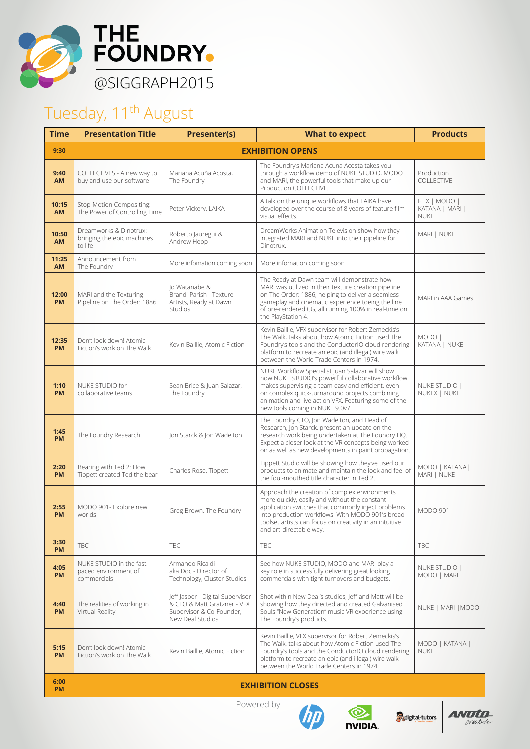# THE FOUNDRY.

@SIGGRAPH2015

## Tuesday, 11th August

| Time | Presentation Title | Presenter(s) | What to expect | Products |
|---|---|---|---|---|
| 9:30 | **EXHIBITION OPENS** | | | |
| 9:40 AM | COLLECTIVES - A new way to buy and use our software | Mariana Acuña Acosta, The Foundry | The Foundry's Mariana Acuna Acosta takes you through a workflow demo of NUKE STUDIO, MODO and MARI, the powerful tools that make up our Production COLLECTIVE. | Production COLLECTIVE |
| 10:15 AM | Stop-Motion Compositing: The Power of Controlling Time | Peter Vickery, LAIKA | A talk on the unique workflows that LAIKA have developed over the course of 8 years of feature film visual effects. | FLIX \| MODO \| KATANA \| MARI \| NUKE |
| 10:50 AM | Dreamworks & Dinotrux: bringing the epic machines to life | Roberto Jauregui & Andrew Hepp | DreamWorks Animation Television show how they integrated MARI and NUKE into their pipeline for Dinotrux. | MARI \| NUKE |
| 11:25 AM | Announcement from The Foundry | More infomation coming soon | More infomation coming soon | |
| 12:00 PM | MARI and the Texturing Pipeline on The Order: 1886 | Jo Watanabe & Brandi Parish - Texture Artists, Ready at Dawn Studios | The Ready at Dawn team will demonstrate how MARI was utilized in their texture creation pipeline on The Order: 1886, helping to deliver a seamless gameplay and cinematic experience toeing the line of pre-rendered CG, all running 100% in real-time on the PlayStation 4. | MARI in AAA Games |
| 12:35 PM | Don't look down! Atomic Fiction's work on The Walk | Kevin Baillie, Atomic Fiction | Kevin Baillie, VFX supervisor for Robert Zemeckis's The Walk, talks about how Atomic Fiction used The Foundry's tools and the ConductorIO cloud rendering platform to recreate an epic (and illegal) wire walk between the World Trade Centers in 1974. | MODO \| KATANA \| NUKE |
| 1:10 PM | NUKE STUDIO for collaborative teams | Sean Brice & Juan Salazar, The Foundry | NUKE Workflow Specialist Juan Salazar will show how NUKE STUDIO's powerful collaborative workflow makes supervising a team easy and efficient, even on complex quick-turnaround projects combining animation and live action VFX. Featuring some of the new tools coming in NUKE 9.0v7. | NUKE STUDIO \| NUKEX \| NUKE |
| 1:45 PM | The Foundry Research | Jon Starck & Jon Wadelton | The Foundry CTO, Jon Wadelton, and Head of Research, Jon Starck, present an update on the research work being undertaken at The Foundry HQ. Expect a closer look at the VR concepts being worked on as well as new developments in paint propagation. | |
| 2:20 PM | Bearing with Ted 2: How Tippett created Ted the bear | Charles Rose, Tippett | Tippett Studio will be showing how they've used our products to animate and maintain the look and feel of the foul-mouthed title character in Ted 2. | MODO \| KATANA\| MARI \| NUKE |
| 2:55 PM | MODO 901- Explore new worlds | Greg Brown, The Foundry | Approach the creation of complex environments more quickly, easily and without the constant application switches that commonly inject problems into production workflows. With MODO 901's broad toolset artists can focus on creativity in an intuitive and art-directable way. | MODO 901 |
| 3:30 PM | TBC | TBC | TBC | TBC |
| 4:05 PM | NUKE STUDIO in the fast paced environment of commercials | Armando Ricaldi aka Doc - Director of Technology, Cluster Studios | See how NUKE STUDIO, MODO and MARI play a key role in successfully delivering great looking commercials with tight turnovers and budgets. | NUKE STUDIO \| MODO \| MARI |
| 4:40 PM | The realities of working in Virtual Reality | Jeff Jasper - Digital Supervisor & CTO & Matt Gratzner - VFX Supervisor & Co-Founder, New Deal Studios | Shot within New Deal's studios, Jeff and Matt will be showing how they directed and created Galvanised Souls "New Generation" music VR experience using The Foundry's products. | NUKE \| MARI \|MODO |
| 5:15 PM | Don't look down! Atomic Fiction's work on The Walk | Kevin Baillie, Atomic Fiction | Kevin Baillie, VFX supervisor for Robert Zemeckis's The Walk, talks about how Atomic Fiction used The Foundry's tools and the ConductorIO cloud rendering platform to recreate an epic (and illegal) wire walk between the World Trade Centers in 1974. | MODO \| KATANA \| NUKE |
| 6:00 PM | **EXHIBITION CLOSES** | | | |

Powered by hp | NVIDIA | digital-tutors | ANTO Creative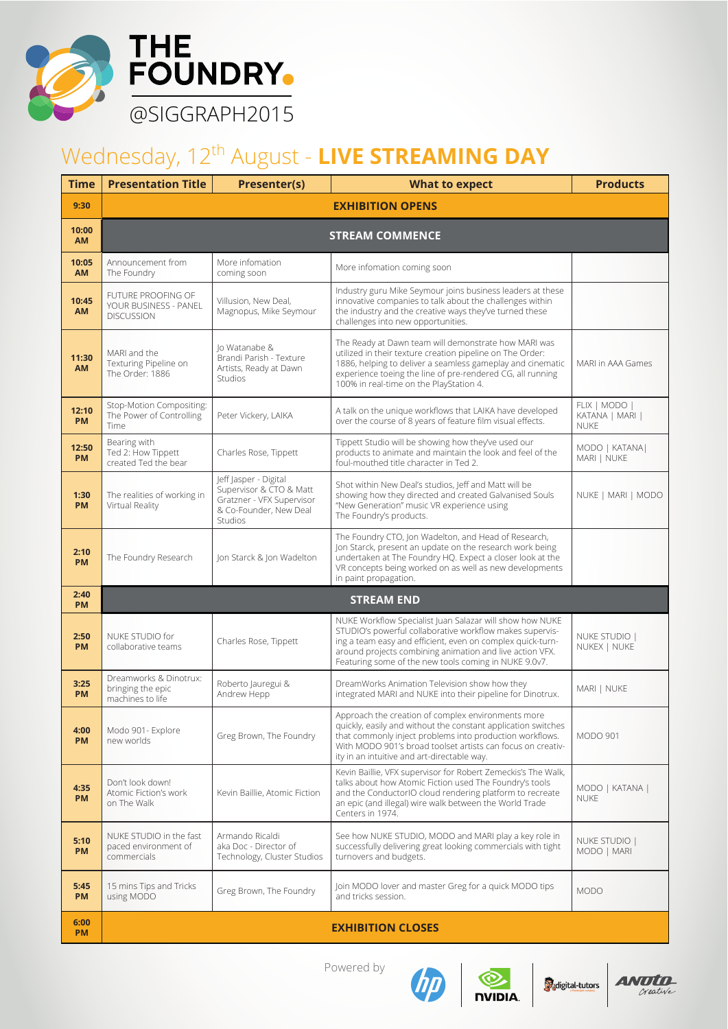# THE FOUNDRY

@SIGGRAPH2015

## Wednesday, 12th August - **LIVE STREAMING DAY**

| Time | Presentation Title | Presenter(s) | What to expect | Products |
|---|---|---|---|---|
| 9:30 | **EXHIBITION OPENS** | | | |
| 10:00 AM | **STREAM COMMENCE** | | | |
| 10:05 AM | Announcement from The Foundry | More infomation coming soon | More infomation coming soon | |
| 10:45 AM | FUTURE PROOFING OF YOUR BUSINESS - PANEL DISCUSSION | Villusion, New Deal, Magnopus, Mike Seymour | Industry guru Mike Seymour joins business leaders at these innovative companies to talk about the challenges within the industry and the creative ways they've turned these challenges into new opportunities. | |
| 11:30 AM | MARI and the Texturing Pipeline on The Order: 1886 | Jo Watanabe & Brandi Parish - Texture Artists, Ready at Dawn Studios | The Ready at Dawn team will demonstrate how MARI was utilized in their texture creation pipeline on The Order: 1886, helping to deliver a seamless gameplay and cinematic experience toeing the line of pre-rendered CG, all running 100% in real-time on the PlayStation 4. | MARI in AAA Games |
| 12:10 PM | Stop-Motion Compositing: The Power of Controlling Time | Peter Vickery, LAIKA | A talk on the unique workflows that LAIKA have developed over the course of 8 years of feature film visual effects. | FLIX \| MODO \| KATANA \| MARI \| NUKE |
| 12:50 PM | Bearing with Ted 2: How Tippett created Ted the bear | Charles Rose, Tippett | Tippett Studio will be showing how they've used our products to animate and maintain the look and feel of the foul-mouthed title character in Ted 2. | MODO \| KATANA\| MARI \| NUKE |
| 1:30 PM | The realities of working in Virtual Reality | Jeff Jasper - Digital Supervisor & CTO & Matt Gratzner - VFX Supervisor & Co-Founder, New Deal Studios | Shot within New Deal's studios, Jeff and Matt will be showing how they directed and created Galvanised Souls "New Generation" music VR experience using The Foundry's products. | NUKE \| MARI \| MODO |
| 2:10 PM | The Foundry Research | Jon Starck & Jon Wadelton | The Foundry CTO, Jon Wadelton, and Head of Research, Jon Starck, present an update on the research work being undertaken at The Foundry HQ. Expect a closer look at the VR concepts being worked on as well as new developments in paint propagation. | |
| 2:40 PM | **STREAM END** | | | |
| 2:50 PM | NUKE STUDIO for collaborative teams | Charles Rose, Tippett | NUKE Workflow Specialist Juan Salazar will show how NUKE STUDIO's powerful collaborative workflow makes supervising a team easy and efficient, even on complex quick-turnaround projects combining animation and live action VFX. Featuring some of the new tools coming in NUKE 9.0v7. | NUKE STUDIO \| NUKEX \| NUKE |
| 3:25 PM | Dreamworks & Dinotrux: bringing the epic machines to life | Roberto Jauregui & Andrew Hepp | DreamWorks Animation Television show how they integrated MARI and NUKE into their pipeline for Dinotrux. | MARI \| NUKE |
| 4:00 PM | Modo 901- Explore new worlds | Greg Brown, The Foundry | Approach the creation of complex environments more quickly, easily and without the constant application switches that commonly inject problems into production workflows. With MODO 901's broad toolset artists can focus on creativity in an intuitive and art-directable way. | MODO 901 |
| 4:35 PM | Don't look down! Atomic Fiction's work on The Walk | Kevin Baillie, Atomic Fiction | Kevin Baillie, VFX supervisor for Robert Zemeckis's The Walk, talks about how Atomic Fiction used The Foundry's tools and the ConductorIO cloud rendering platform to recreate an epic (and illegal) wire walk between the World Trade Centers in 1974. | MODO \| KATANA \| NUKE |
| 5:10 PM | NUKE STUDIO in the fast paced environment of commercials | Armando Ricaldi aka Doc - Director of Technology, Cluster Studios | See how NUKE STUDIO, MODO and MARI play a key role in successfully delivering great looking commercials with tight turnovers and budgets. | NUKE STUDIO \| MODO \| MARI |
| 5:45 PM | 15 mins Tips and Tricks using MODO | Greg Brown, The Foundry | Join MODO lover and master Greg for a quick MODO tips and tricks session. | MODO |
| 6:00 PM | **EXHIBITION CLOSES** | | | |

Powered by HP, NVIDIA, digital-tutors, ANOTO Creative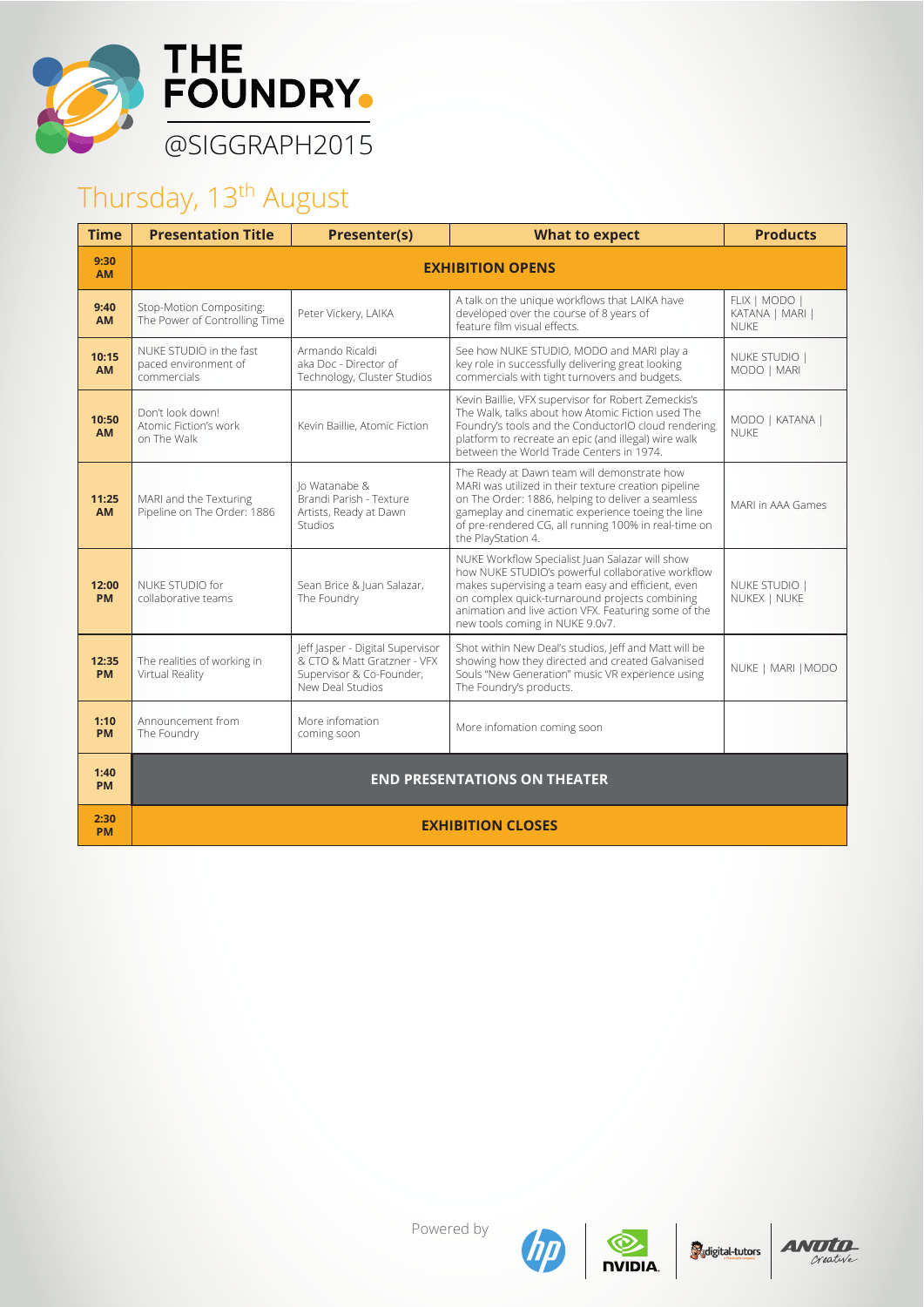# THE FOUNDRY.

@SIGGRAPH2015

## Thursday, 13th August

| Time | Presentation Title | Presenter(s) | What to expect | Products |
|---|---|---|---|---|
| **9:30 AM** | **EXHIBITION OPENS** | | | |
| **9:40 AM** | Stop-Motion Compositing: The Power of Controlling Time | Peter Vickery, LAIKA | A talk on the unique workflows that LAIKA have developed over the course of 8 years of feature film visual effects. | FLIX \| MODO \| KATANA \| MARI \| NUKE |
| **10:15 AM** | NUKE STUDIO in the fast paced environment of commercials | Armando Ricaldi aka Doc - Director of Technology, Cluster Studios | See how NUKE STUDIO, MODO and MARI play a key role in successfully delivering great looking commercials with tight turnovers and budgets. | NUKE STUDIO \| MODO \| MARI |
| **10:50 AM** | Don't look down! Atomic Fiction's work on The Walk | Kevin Baillie, Atomic Fiction | Kevin Baillie, VFX supervisor for Robert Zemeckis's The Walk, talks about how Atomic Fiction used The Foundry's tools and the ConductorIO cloud rendering platform to recreate an epic (and illegal) wire walk between the World Trade Centers in 1974. | MODO \| KATANA \| NUKE |
| **11:25 AM** | MARI and the Texturing Pipeline on The Order: 1886 | Jo Watanabe & Brandi Parish - Texture Artists, Ready at Dawn Studios | The Ready at Dawn team will demonstrate how MARI was utilized in their texture creation pipeline on The Order: 1886, helping to deliver a seamless gameplay and cinematic experience toeing the line of pre-rendered CG, all running 100% in real-time on the PlayStation 4. | MARI in AAA Games |
| **12:00 PM** | NUKE STUDIO for collaborative teams | Sean Brice & Juan Salazar, The Foundry | NUKE Workflow Specialist Juan Salazar will show how NUKE STUDIO's powerful collaborative workflow makes supervising a team easy and efficient, even on complex quick-turnaround projects combining animation and live action VFX. Featuring some of the new tools coming in NUKE 9.0v7. | NUKE STUDIO \| NUKEX \| NUKE |
| **12:35 PM** | The realities of working in Virtual Reality | Jeff Jasper - Digital Supervisor & CTO & Matt Gratzner - VFX Supervisor & Co-Founder, New Deal Studios | Shot within New Deal's studios, Jeff and Matt will be showing how they directed and created Galvanised Souls "New Generation" music VR experience using The Foundry's products. | NUKE \| MARI \|MODO |
| **1:10 PM** | Announcement from The Foundry | More infomation coming soon | More infomation coming soon | |
| **1:40 PM** | **END PRESENTATIONS ON THEATER** | | | |
| **2:30 PM** | **EXHIBITION CLOSES** | | | |

Powered by hp | NVIDIA | digital-tutors | ANTO Creative